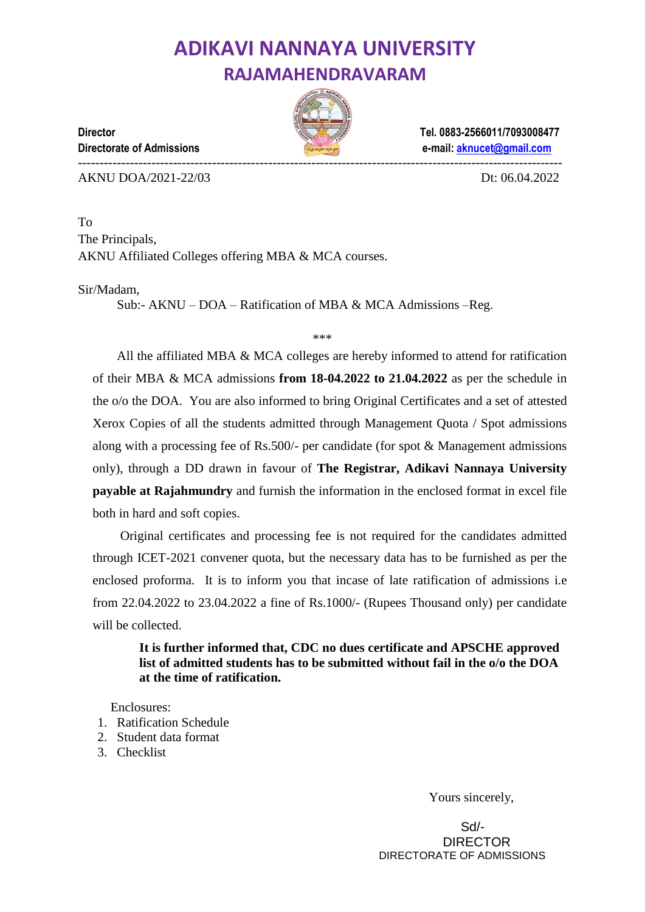# ADIKAVI NANNAYA UNIVERSITY
## RAJAMAHENDRAVARAM

**Director**
**Directorate of Admissions**

**Tel. 0883-2566011/7093008477**
**e-mail: aknucet@gmail.com**

---

AKNU DOA/2021-22/03 Dt: 06.04.2022

To
The Principals,
AKNU Affiliated Colleges offering MBA & MCA courses.

Sir/Madam,

Sub:- AKNU – DOA – Ratification of MBA & MCA Admissions –Reg.

\*\*\*

All the affiliated MBA & MCA colleges are hereby informed to attend for ratification of their MBA & MCA admissions **from 18-04.2022 to 21.04.2022** as per the schedule in the o/o the DOA. You are also informed to bring Original Certificates and a set of attested Xerox Copies of all the students admitted through Management Quota / Spot admissions along with a processing fee of Rs.500/- per candidate (for spot & Management admissions only), through a DD drawn in favour of **The Registrar, Adikavi Nannaya University payable at Rajahmundry** and furnish the information in the enclosed format in excel file both in hard and soft copies.

Original certificates and processing fee is not required for the candidates admitted through ICET-2021 convener quota, but the necessary data has to be furnished as per the enclosed proforma. It is to inform you that incase of late ratification of admissions i.e from 22.04.2022 to 23.04.2022 a fine of Rs.1000/- (Rupees Thousand only) per candidate will be collected.

**It is further informed that, CDC no dues certificate and APSCHE approved list of admitted students has to be submitted without fail in the o/o the DOA at the time of ratification.**

Enclosures:

1. Ratification Schedule
2. Student data format
3. Checklist

Yours sincerely,

Sd/-
DIRECTOR
DIRECTORATE OF ADMISSIONS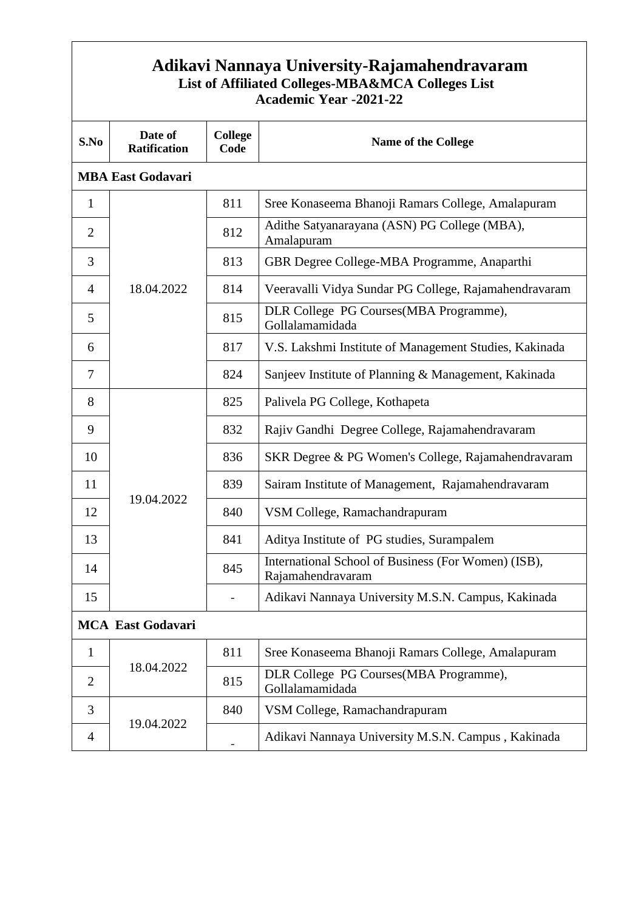# Adikavi Nannaya University-Rajamahendravaram

**List of Affiliated Colleges-MBA&MCA Colleges List**

**Academic Year -2021-22**

| S.No | Date of Ratification | College Code | Name of the College |
|---|---|---|---|
| **MBA East Godavari** | | | |
| 1 | 18.04.2022 | 811 | Sree Konaseema Bhanoji Ramars College, Amalapuram |
| 2 | | 812 | Adithe Satyanarayana (ASN) PG College (MBA), Amalapuram |
| 3 | | 813 | GBR Degree College-MBA Programme, Anaparthi |
| 4 | | 814 | Veeravalli Vidya Sundar PG College, Rajamahendravaram |
| 5 | | 815 | DLR College PG Courses(MBA Programme), Gollalamamidada |
| 6 | | 817 | V.S. Lakshmi Institute of Management Studies, Kakinada |
| 7 | | 824 | Sanjeev Institute of Planning & Management, Kakinada |
| 8 | 19.04.2022 | 825 | Palivela PG College, Kothapeta |
| 9 | | 832 | Rajiv Gandhi Degree College, Rajamahendravaram |
| 10 | | 836 | SKR Degree & PG Women's College, Rajamahendravaram |
| 11 | | 839 | Sairam Institute of Management, Rajamahendravaram |
| 12 | | 840 | VSM College, Ramachandrapuram |
| 13 | | 841 | Aditya Institute of PG studies, Surampalem |
| 14 | | 845 | International School of Business (For Women) (ISB), Rajamahendravaram |
| 15 | | - | Adikavi Nannaya University M.S.N. Campus, Kakinada |
| **MCA East Godavari** | | | |
| 1 | 18.04.2022 | 811 | Sree Konaseema Bhanoji Ramars College, Amalapuram |
| 2 | | 815 | DLR College PG Courses(MBA Programme), Gollalamamidada |
| 3 | 19.04.2022 | 840 | VSM College, Ramachandrapuram |
| 4 | | - | Adikavi Nannaya University M.S.N. Campus , Kakinada |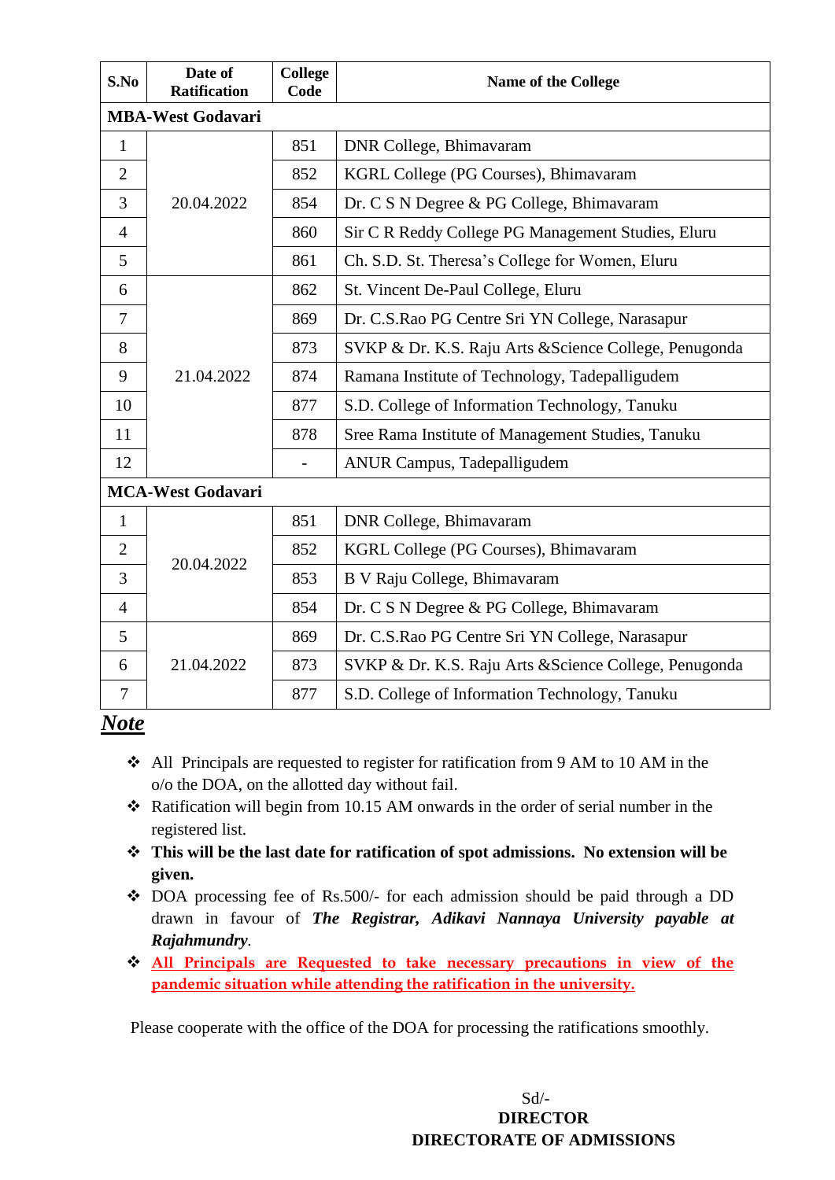| S.No | Date of Ratification | College Code | Name of the College |
|---|---|---|---|
| **MBA-West Godavari** | | | |
| 1 | 20.04.2022 | 851 | DNR College, Bhimavaram |
| 2 | | 852 | KGRL College (PG Courses), Bhimavaram |
| 3 | | 854 | Dr. C S N Degree & PG College, Bhimavaram |
| 4 | | 860 | Sir C R Reddy College PG Management Studies, Eluru |
| 5 | | 861 | Ch. S.D. St. Theresa's College for Women, Eluru |
| 6 | 21.04.2022 | 862 | St. Vincent De-Paul College, Eluru |
| 7 | | 869 | Dr. C.S.Rao PG Centre Sri YN College, Narasapur |
| 8 | | 873 | SVKP & Dr. K.S. Raju Arts &Science College, Penugonda |
| 9 | | 874 | Ramana Institute of Technology, Tadepalligudem |
| 10 | | 877 | S.D. College of Information Technology, Tanuku |
| 11 | | 878 | Sree Rama Institute of Management Studies, Tanuku |
| 12 | | - | ANUR Campus, Tadepalligudem |
| **MCA-West Godavari** | | | |
| 1 | 20.04.2022 | 851 | DNR College, Bhimavaram |
| 2 | | 852 | KGRL College (PG Courses), Bhimavaram |
| 3 | | 853 | B V Raju College, Bhimavaram |
| 4 | | 854 | Dr. C S N Degree & PG College, Bhimavaram |
| 5 | 21.04.2022 | 869 | Dr. C.S.Rao PG Centre Sri YN College, Narasapur |
| 6 | | 873 | SVKP & Dr. K.S. Raju Arts &Science College, Penugonda |
| 7 | | 877 | S.D. College of Information Technology, Tanuku |

***Note***

- All Principals are requested to register for ratification from 9 AM to 10 AM in the o/o the DOA, on the allotted day without fail.
- Ratification will begin from 10.15 AM onwards in the order of serial number in the registered list.
- **This will be the last date for ratification of spot admissions. No extension will be given.**
- DOA processing fee of Rs.500/- for each admission should be paid through a DD drawn in favour of ***The Registrar, Adikavi Nannaya University payable at Rajahmundry***.
- **All Principals are Requested to take necessary precautions in view of the pandemic situation while attending the ratification in the university.**

Please cooperate with the office of the DOA for processing the ratifications smoothly.

Sd/-
**DIRECTOR**
**DIRECTORATE OF ADMISSIONS**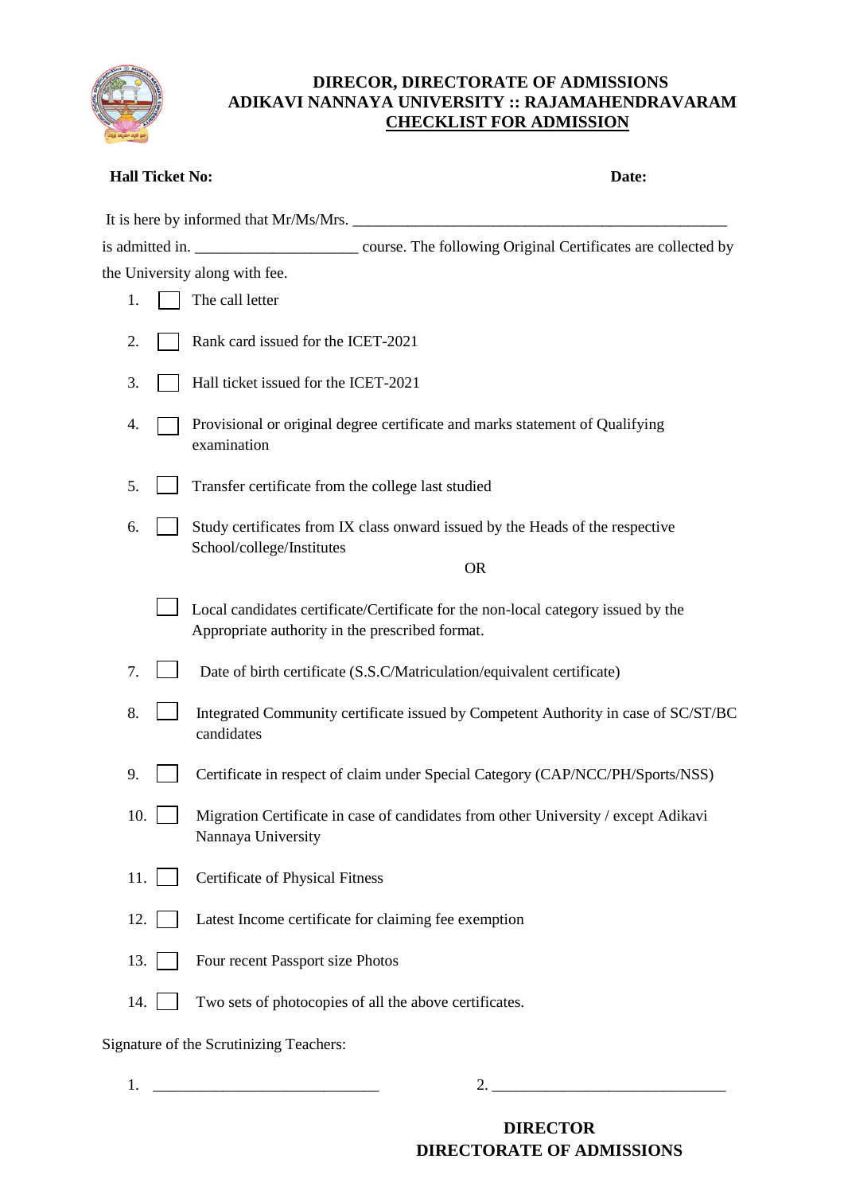**DIRECOR, DIRECTORATE OF ADMISSIONS**
**ADIKAVI NANNAYA UNIVERSITY :: RAJAMAHENDRAVARAM**
**CHECKLIST FOR ADMISSION**

**Hall Ticket No:** **Date:**

It is here by informed that Mr/Ms/Mrs. ________________________________________________

is admitted in. ____________________ course. The following Original Certificates are collected by the University along with fee.

1. ☐ The call letter
2. ☐ Rank card issued for the ICET-2021
3. ☐ Hall ticket issued for the ICET-2021
4. ☐ Provisional or original degree certificate and marks statement of Qualifying examination
5. ☐ Transfer certificate from the college last studied
6. ☐ Study certificates from IX class onward issued by the Heads of the respective School/college/Institutes

   OR

   ☐ Local candidates certificate/Certificate for the non-local category issued by the Appropriate authority in the prescribed format.
7. ☐ Date of birth certificate (S.S.C/Matriculation/equivalent certificate)
8. ☐ Integrated Community certificate issued by Competent Authority in case of SC/ST/BC candidates
9. ☐ Certificate in respect of claim under Special Category (CAP/NCC/PH/Sports/NSS)
10. ☐ Migration Certificate in case of candidates from other University / except Adikavi Nannaya University
11. ☐ Certificate of Physical Fitness
12. ☐ Latest Income certificate for claiming fee exemption
13. ☐ Four recent Passport size Photos
14. ☐ Two sets of photocopies of all the above certificates.

Signature of the Scrutinizing Teachers:

1. ____________________________ 2. ____________________________

**DIRECTOR**
**DIRECTORATE OF ADMISSIONS**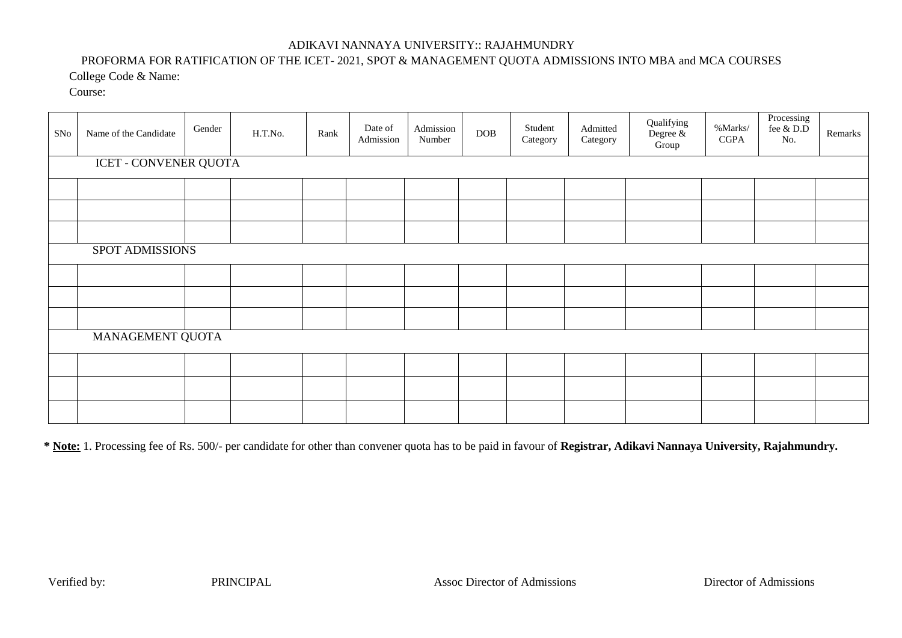ADIKAVI NANNAYA UNIVERSITY:: RAJAHMUNDRY

PROFORMA FOR RATIFICATION OF THE ICET- 2021, SPOT & MANAGEMENT QUOTA ADMISSIONS INTO MBA and MCA COURSES

College Code & Name:

Course:

| SNo | Name of the Candidate | Gender | H.T.No. | Rank | Date of Admission | Admission Number | DOB | Student Category | Admitted Category | Qualifying Degree & Group | %Marks/ CGPA | Processing fee & D.D No. | Remarks |
|---|---|---|---|---|---|---|---|---|---|---|---|---|---|
| | ICET - CONVENER QUOTA | | | | | | | | | | | | |
| | | | | | | | | | | | | | |
| | | | | | | | | | | | | | |
| | | | | | | | | | | | | | |
| | SPOT ADMISSIONS | | | | | | | | | | | | |
| | | | | | | | | | | | | | |
| | | | | | | | | | | | | | |
| | | | | | | | | | | | | | |
| | MANAGEMENT QUOTA | | | | | | | | | | | | |
| | | | | | | | | | | | | | |
| | | | | | | | | | | | | | |
| | | | | | | | | | | | | | |

**\* Note:** 1. Processing fee of Rs. 500/- per candidate for other than convener quota has to be paid in favour of **Registrar, Adikavi Nannaya University, Rajahmundry.**

Verified by: PRINCIPAL Assoc Director of Admissions Director of Admissions